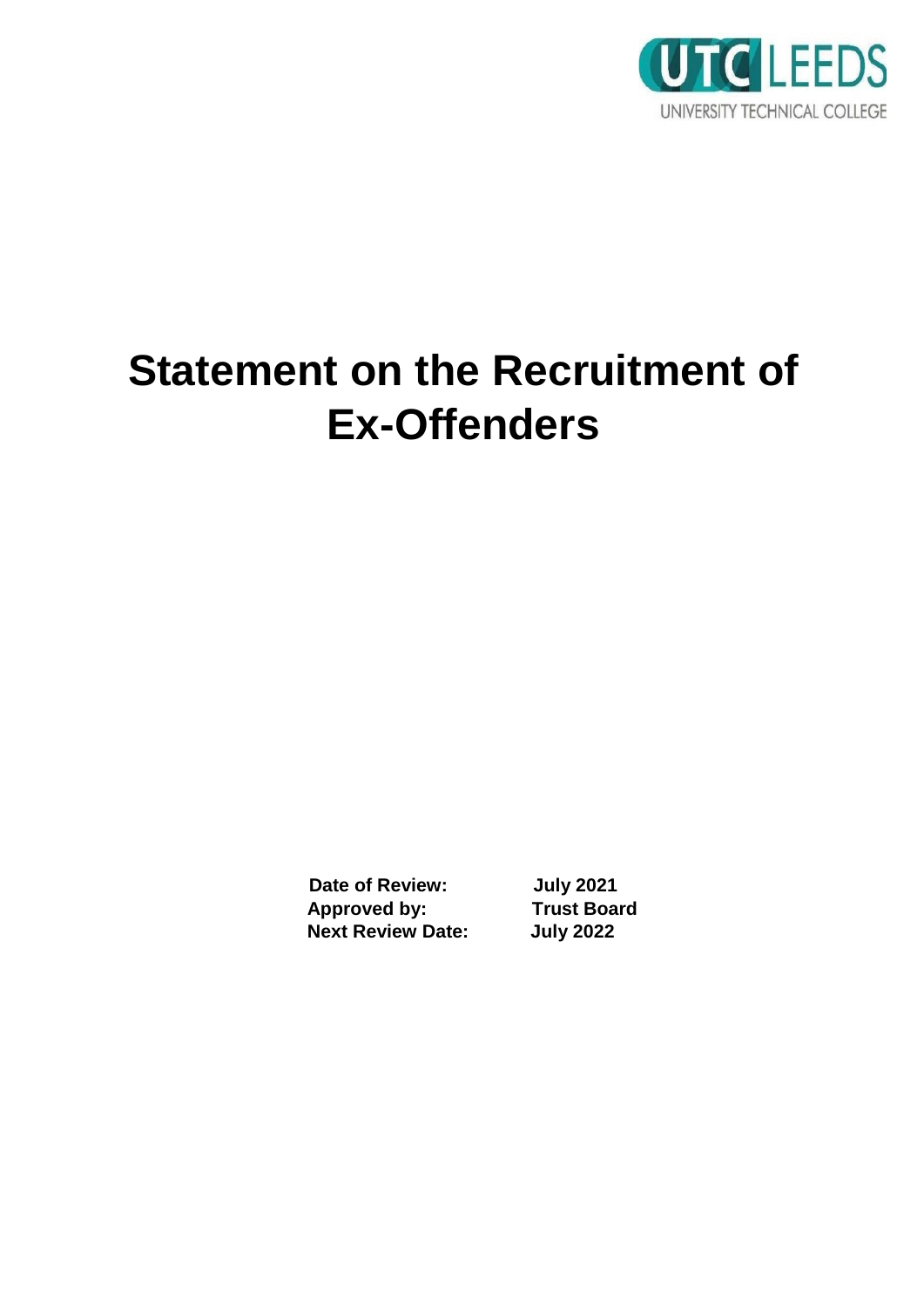UTC LEEDS
UNIVERSITY TECHNICAL COLLEGE

# Statement on the Recruitment of Ex-Offenders

| | |
|---|---|
| **Date of Review:** | **July 2021** |
| **Approved by:** | **Trust Board** |
| **Next Review Date:** | **July 2022** |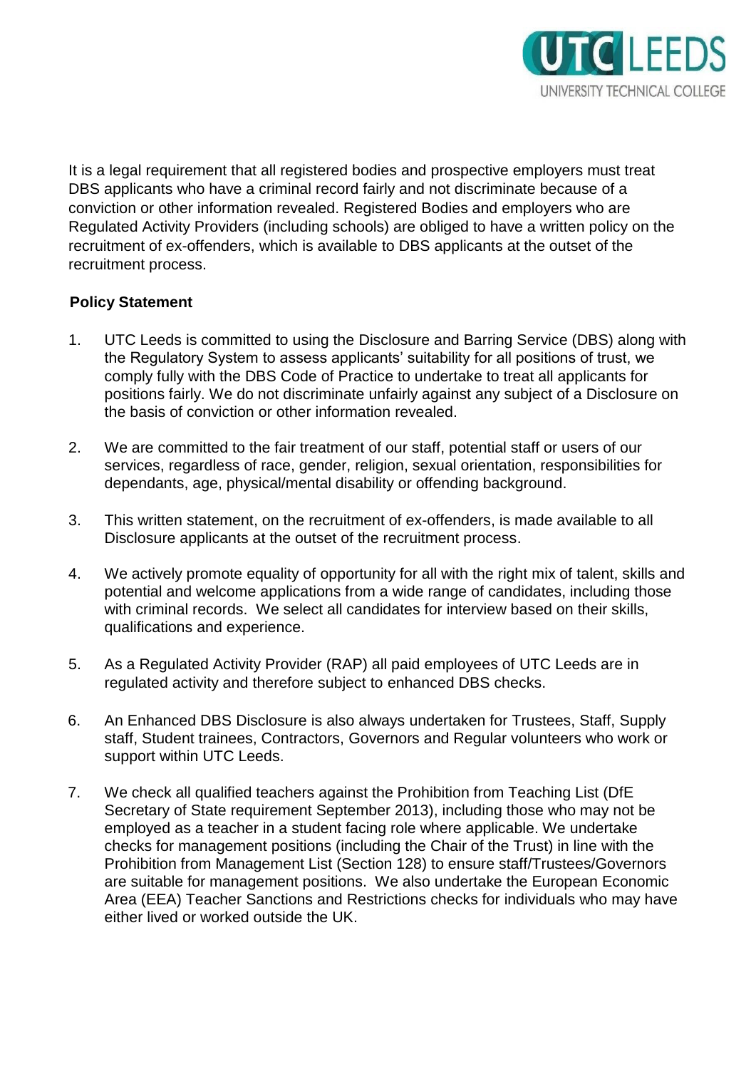It is a legal requirement that all registered bodies and prospective employers must treat DBS applicants who have a criminal record fairly and not discriminate because of a conviction or other information revealed. Registered Bodies and employers who are Regulated Activity Providers (including schools) are obliged to have a written policy on the recruitment of ex-offenders, which is available to DBS applicants at the outset of the recruitment process.

**Policy Statement**

1. UTC Leeds is committed to using the Disclosure and Barring Service (DBS) along with the Regulatory System to assess applicants' suitability for all positions of trust, we comply fully with the DBS Code of Practice to undertake to treat all applicants for positions fairly. We do not discriminate unfairly against any subject of a Disclosure on the basis of conviction or other information revealed.

2. We are committed to the fair treatment of our staff, potential staff or users of our services, regardless of race, gender, religion, sexual orientation, responsibilities for dependants, age, physical/mental disability or offending background.

3. This written statement, on the recruitment of ex-offenders, is made available to all Disclosure applicants at the outset of the recruitment process.

4. We actively promote equality of opportunity for all with the right mix of talent, skills and potential and welcome applications from a wide range of candidates, including those with criminal records. We select all candidates for interview based on their skills, qualifications and experience.

5. As a Regulated Activity Provider (RAP) all paid employees of UTC Leeds are in regulated activity and therefore subject to enhanced DBS checks.

6. An Enhanced DBS Disclosure is also always undertaken for Trustees, Staff, Supply staff, Student trainees, Contractors, Governors and Regular volunteers who work or support within UTC Leeds.

7. We check all qualified teachers against the Prohibition from Teaching List (DfE Secretary of State requirement September 2013), including those who may not be employed as a teacher in a student facing role where applicable. We undertake checks for management positions (including the Chair of the Trust) in line with the Prohibition from Management List (Section 128) to ensure staff/Trustees/Governors are suitable for management positions. We also undertake the European Economic Area (EEA) Teacher Sanctions and Restrictions checks for individuals who may have either lived or worked outside the UK.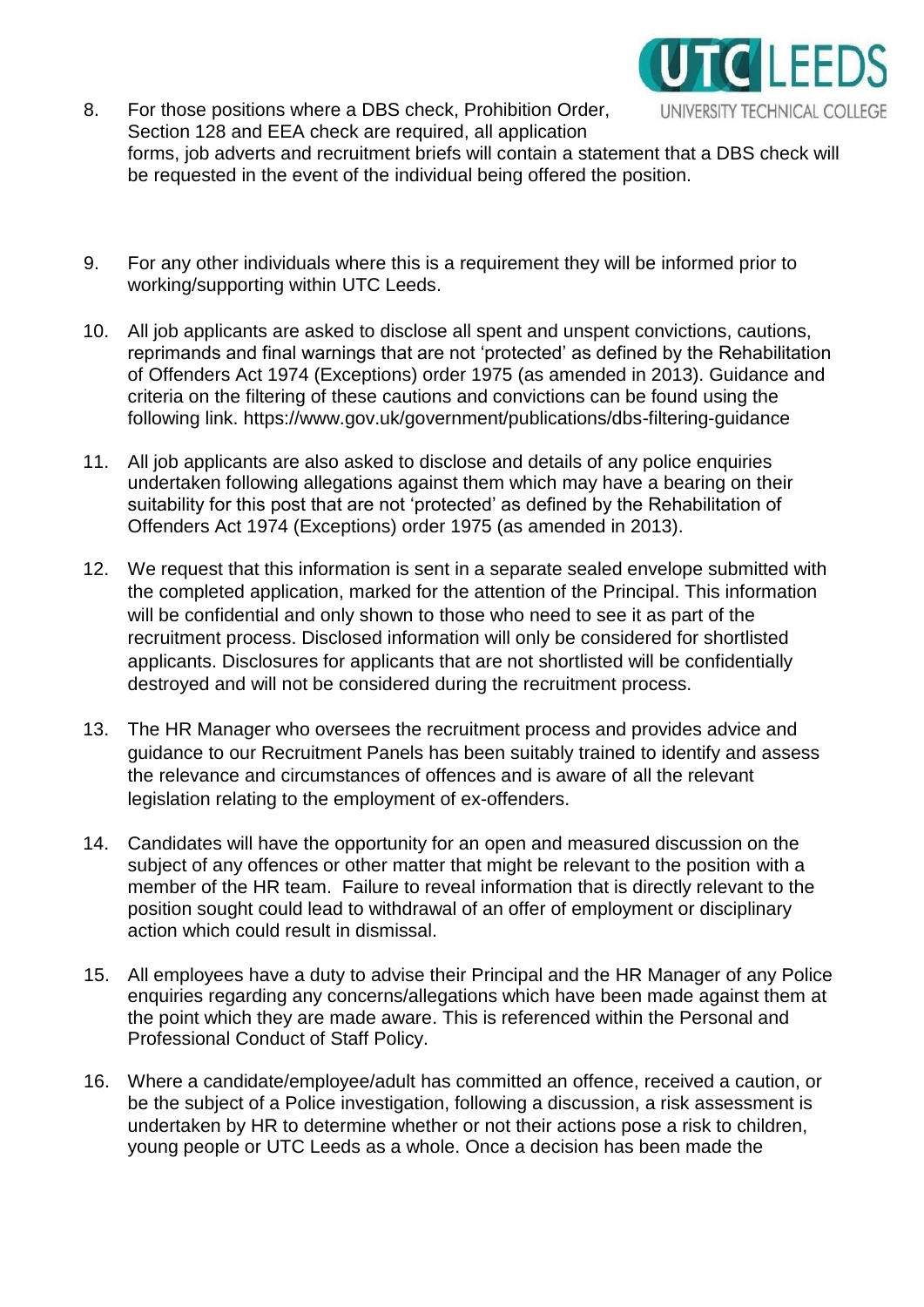8. For those positions where a DBS check, Prohibition Order, Section 128 and EEA check are required, all application forms, job adverts and recruitment briefs will contain a statement that a DBS check will be requested in the event of the individual being offered the position.

9. For any other individuals where this is a requirement they will be informed prior to working/supporting within UTC Leeds.

10. All job applicants are asked to disclose all spent and unspent convictions, cautions, reprimands and final warnings that are not 'protected' as defined by the Rehabilitation of Offenders Act 1974 (Exceptions) order 1975 (as amended in 2013). Guidance and criteria on the filtering of these cautions and convictions can be found using the following link. https://www.gov.uk/government/publications/dbs-filtering-guidance

11. All job applicants are also asked to disclose and details of any police enquiries undertaken following allegations against them which may have a bearing on their suitability for this post that are not 'protected' as defined by the Rehabilitation of Offenders Act 1974 (Exceptions) order 1975 (as amended in 2013).

12. We request that this information is sent in a separate sealed envelope submitted with the completed application, marked for the attention of the Principal. This information will be confidential and only shown to those who need to see it as part of the recruitment process. Disclosed information will only be considered for shortlisted applicants. Disclosures for applicants that are not shortlisted will be confidentially destroyed and will not be considered during the recruitment process.

13. The HR Manager who oversees the recruitment process and provides advice and guidance to our Recruitment Panels has been suitably trained to identify and assess the relevance and circumstances of offences and is aware of all the relevant legislation relating to the employment of ex-offenders.

14. Candidates will have the opportunity for an open and measured discussion on the subject of any offences or other matter that might be relevant to the position with a member of the HR team. Failure to reveal information that is directly relevant to the position sought could lead to withdrawal of an offer of employment or disciplinary action which could result in dismissal.

15. All employees have a duty to advise their Principal and the HR Manager of any Police enquiries regarding any concerns/allegations which have been made against them at the point which they are made aware. This is referenced within the Personal and Professional Conduct of Staff Policy.

16. Where a candidate/employee/adult has committed an offence, received a caution, or be the subject of a Police investigation, following a discussion, a risk assessment is undertaken by HR to determine whether or not their actions pose a risk to children, young people or UTC Leeds as a whole. Once a decision has been made the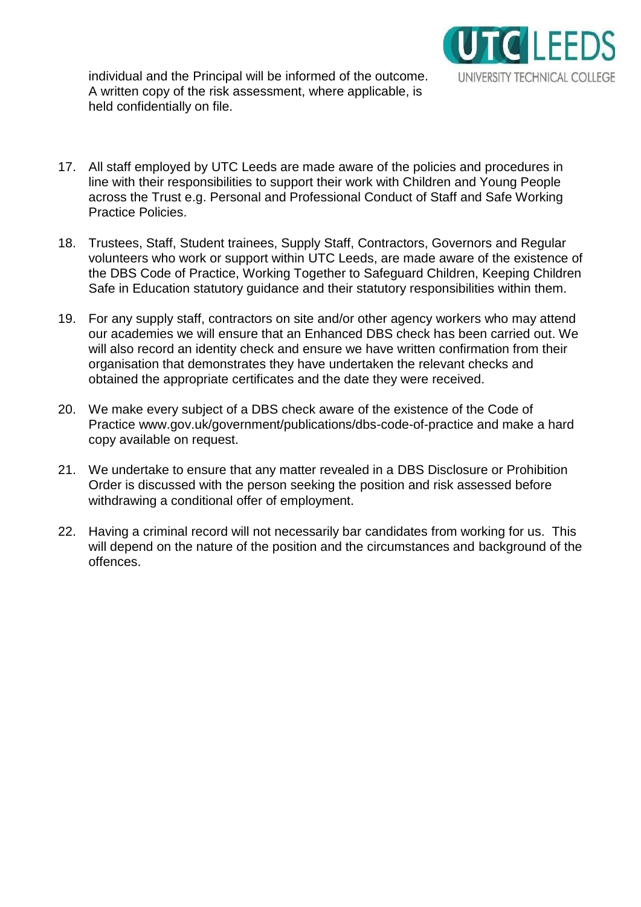individual and the Principal will be informed of the outcome. A written copy of the risk assessment, where applicable, is held confidentially on file.

17. All staff employed by UTC Leeds are made aware of the policies and procedures in line with their responsibilities to support their work with Children and Young People across the Trust e.g. Personal and Professional Conduct of Staff and Safe Working Practice Policies.

18. Trustees, Staff, Student trainees, Supply Staff, Contractors, Governors and Regular volunteers who work or support within UTC Leeds, are made aware of the existence of the DBS Code of Practice, Working Together to Safeguard Children, Keeping Children Safe in Education statutory guidance and their statutory responsibilities within them.

19. For any supply staff, contractors on site and/or other agency workers who may attend our academies we will ensure that an Enhanced DBS check has been carried out. We will also record an identity check and ensure we have written confirmation from their organisation that demonstrates they have undertaken the relevant checks and obtained the appropriate certificates and the date they were received.

20. We make every subject of a DBS check aware of the existence of the Code of Practice www.gov.uk/government/publications/dbs-code-of-practice and make a hard copy available on request.

21. We undertake to ensure that any matter revealed in a DBS Disclosure or Prohibition Order is discussed with the person seeking the position and risk assessed before withdrawing a conditional offer of employment.

22. Having a criminal record will not necessarily bar candidates from working for us. This will depend on the nature of the position and the circumstances and background of the offences.